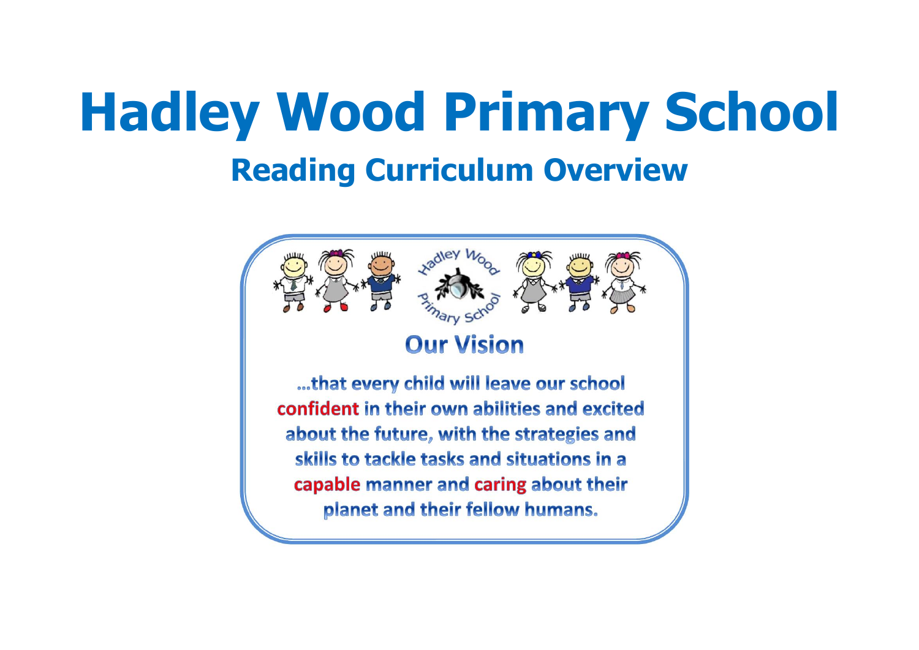# Hadley Wood Primary School

## Reading Curriculum Overview

Hadley Wood Primary School

### Our Vision

…that every child will leave our school confident in their own abilities and excited about the future, with the strategies and skills to tackle tasks and situations in a capable manner and caring about their planet and their fellow humans.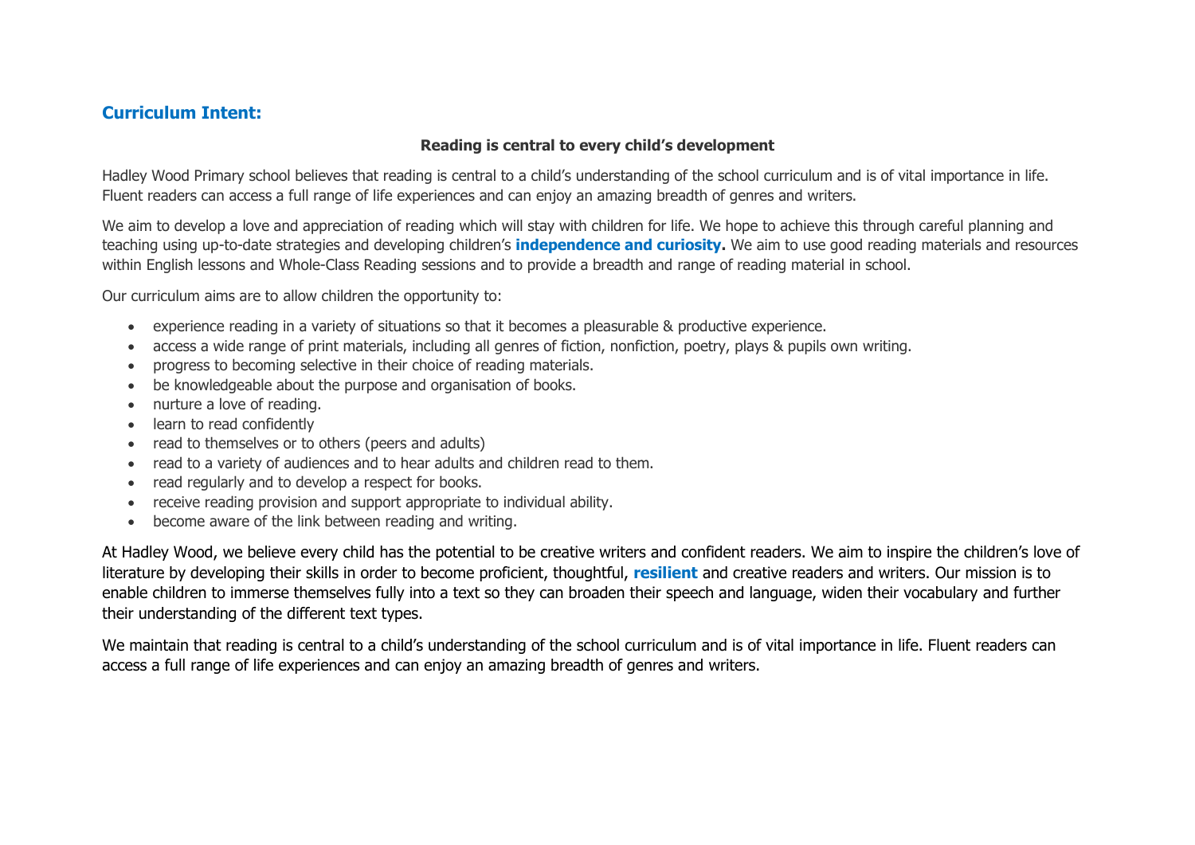## Curriculum Intent:

**Reading is central to every child's development**

Hadley Wood Primary school believes that reading is central to a child's understanding of the school curriculum and is of vital importance in life. Fluent readers can access a full range of life experiences and can enjoy an amazing breadth of genres and writers.

We aim to develop a love and appreciation of reading which will stay with children for life. We hope to achieve this through careful planning and teaching using up-to-date strategies and developing children's **independence and curiosity.** We aim to use good reading materials and resources within English lessons and Whole-Class Reading sessions and to provide a breadth and range of reading material in school.

Our curriculum aims are to allow children the opportunity to:

- experience reading in a variety of situations so that it becomes a pleasurable & productive experience.
- access a wide range of print materials, including all genres of fiction, nonfiction, poetry, plays & pupils own writing.
- progress to becoming selective in their choice of reading materials.
- be knowledgeable about the purpose and organisation of books.
- nurture a love of reading.
- learn to read confidently
- read to themselves or to others (peers and adults)
- read to a variety of audiences and to hear adults and children read to them.
- read regularly and to develop a respect for books.
- receive reading provision and support appropriate to individual ability.
- become aware of the link between reading and writing.

At Hadley Wood, we believe every child has the potential to be creative writers and confident readers. We aim to inspire the children's love of literature by developing their skills in order to become proficient, thoughtful, **resilient** and creative readers and writers. Our mission is to enable children to immerse themselves fully into a text so they can broaden their speech and language, widen their vocabulary and further their understanding of the different text types.

We maintain that reading is central to a child's understanding of the school curriculum and is of vital importance in life. Fluent readers can access a full range of life experiences and can enjoy an amazing breadth of genres and writers.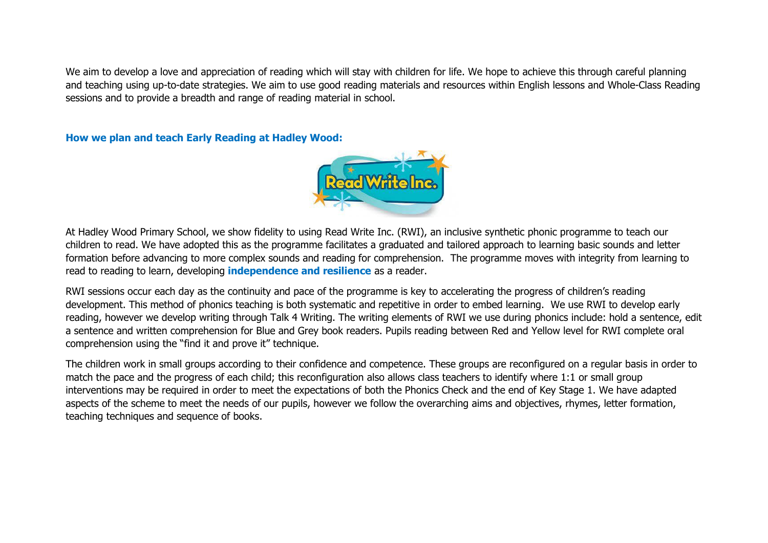We aim to develop a love and appreciation of reading which will stay with children for life. We hope to achieve this through careful planning and teaching using up-to-date strategies. We aim to use good reading materials and resources within English lessons and Whole-Class Reading sessions and to provide a breadth and range of reading material in school.

### How we plan and teach Early Reading at Hadley Wood:

At Hadley Wood Primary School, we show fidelity to using Read Write Inc. (RWI), an inclusive synthetic phonic programme to teach our children to read. We have adopted this as the programme facilitates a graduated and tailored approach to learning basic sounds and letter formation before advancing to more complex sounds and reading for comprehension. The programme moves with integrity from learning to read to reading to learn, developing **independence and resilience** as a reader.

RWI sessions occur each day as the continuity and pace of the programme is key to accelerating the progress of children's reading development. This method of phonics teaching is both systematic and repetitive in order to embed learning. We use RWI to develop early reading, however we develop writing through Talk 4 Writing. The writing elements of RWI we use during phonics include: hold a sentence, edit a sentence and written comprehension for Blue and Grey book readers. Pupils reading between Red and Yellow level for RWI complete oral comprehension using the "find it and prove it" technique.

The children work in small groups according to their confidence and competence. These groups are reconfigured on a regular basis in order to match the pace and the progress of each child; this reconfiguration also allows class teachers to identify where 1:1 or small group interventions may be required in order to meet the expectations of both the Phonics Check and the end of Key Stage 1. We have adapted aspects of the scheme to meet the needs of our pupils, however we follow the overarching aims and objectives, rhymes, letter formation, teaching techniques and sequence of books.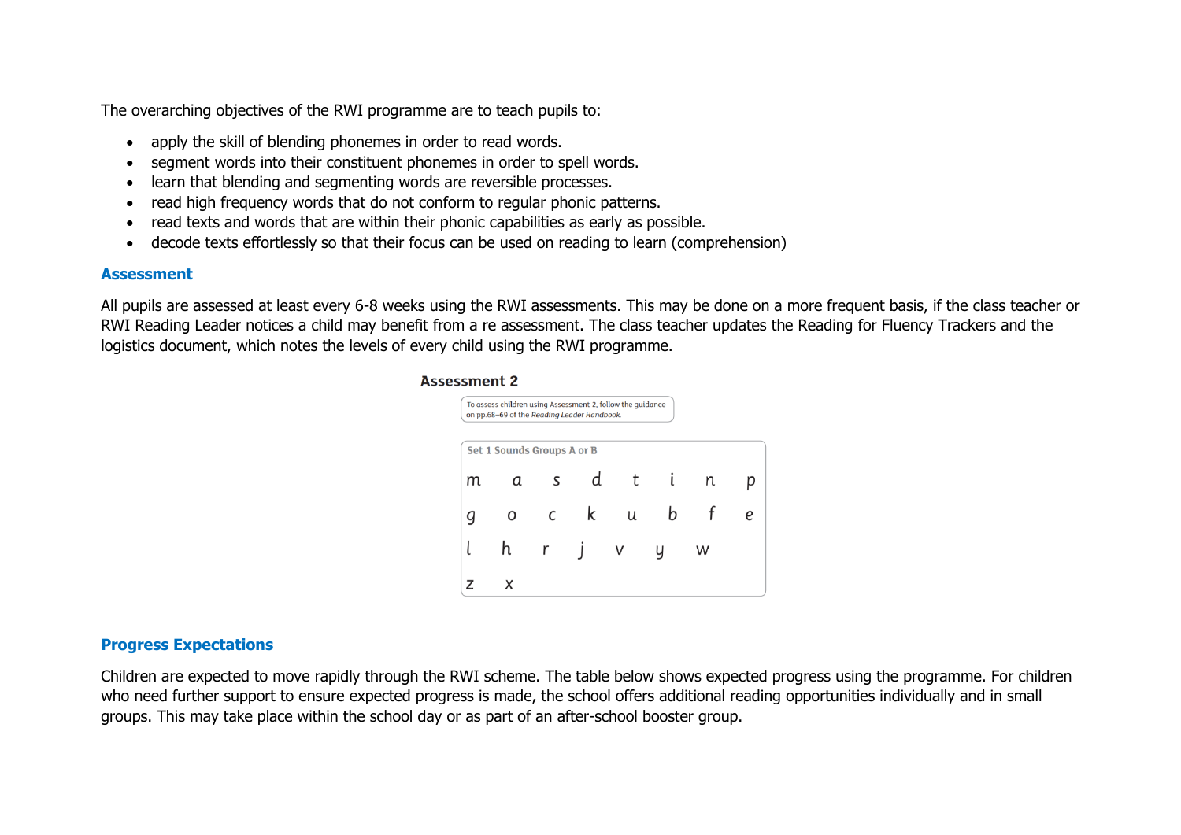The overarching objectives of the RWI programme are to teach pupils to:

- apply the skill of blending phonemes in order to read words.
- segment words into their constituent phonemes in order to spell words.
- learn that blending and segmenting words are reversible processes.
- read high frequency words that do not conform to regular phonic patterns.
- read texts and words that are within their phonic capabilities as early as possible.
- decode texts effortlessly so that their focus can be used on reading to learn (comprehension)

## Assessment

All pupils are assessed at least every 6-8 weeks using the RWI assessments. This may be done on a more frequent basis, if the class teacher or RWI Reading Leader notices a child may benefit from a re assessment. The class teacher updates the Reading for Fluency Trackers and the logistics document, which notes the levels of every child using the RWI programme.

**Assessment 2**

To assess children using Assessment 2, follow the guidance on pp.68–69 of the *Reading Leader Handbook*.

| Set 1 Sounds Groups A or B | | | | | | | |
|---|---|---|---|---|---|---|---|
| m | a | s | d | t | i | n | p |
| g | o | c | k | u | b | f | e |
| l | h | r | j | v | y | w | |
| z | x | | | | | | |

## Progress Expectations

Children are expected to move rapidly through the RWI scheme. The table below shows expected progress using the programme. For children who need further support to ensure expected progress is made, the school offers additional reading opportunities individually and in small groups. This may take place within the school day or as part of an after-school booster group.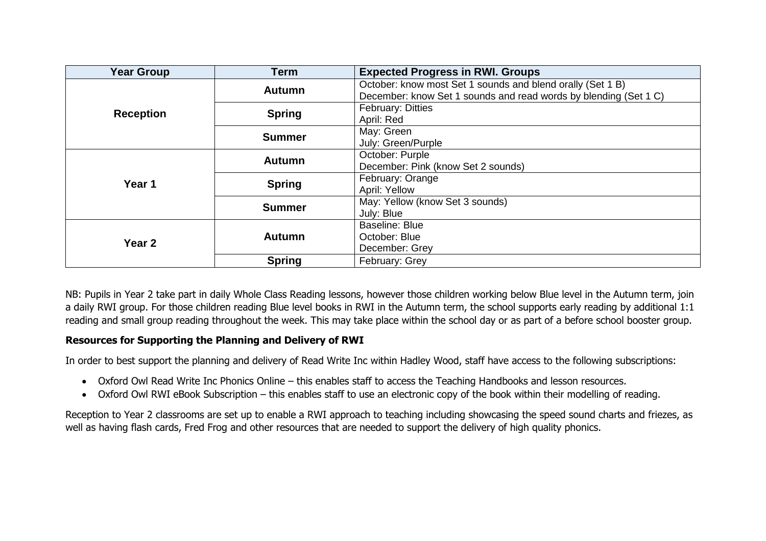| Year Group | Term | Expected Progress in RWI. Groups |
| --- | --- | --- |
| Reception | Autumn | October: know most Set 1 sounds and blend orally (Set 1 B)<br>December: know Set 1 sounds and read words by blending (Set 1 C) |
| | Spring | February: Ditties<br>April: Red |
| | Summer | May: Green<br>July: Green/Purple |
| Year 1 | Autumn | October: Purple<br>December: Pink (know Set 2 sounds) |
| | Spring | February: Orange<br>April: Yellow |
| | Summer | May: Yellow (know Set 3 sounds)<br>July: Blue |
| Year 2 | Autumn | Baseline: Blue<br>October: Blue<br>December: Grey |
| | Spring | February: Grey |

NB: Pupils in Year 2 take part in daily Whole Class Reading lessons, however those children working below Blue level in the Autumn term, join a daily RWI group. For those children reading Blue level books in RWI in the Autumn term, the school supports early reading by additional 1:1 reading and small group reading throughout the week. This may take place within the school day or as part of a before school booster group.

**Resources for Supporting the Planning and Delivery of RWI**

In order to best support the planning and delivery of Read Write Inc within Hadley Wood, staff have access to the following subscriptions:

- Oxford Owl Read Write Inc Phonics Online – this enables staff to access the Teaching Handbooks and lesson resources.
- Oxford Owl RWI eBook Subscription – this enables staff to use an electronic copy of the book within their modelling of reading.

Reception to Year 2 classrooms are set up to enable a RWI approach to teaching including showcasing the speed sound charts and friezes, as well as having flash cards, Fred Frog and other resources that are needed to support the delivery of high quality phonics.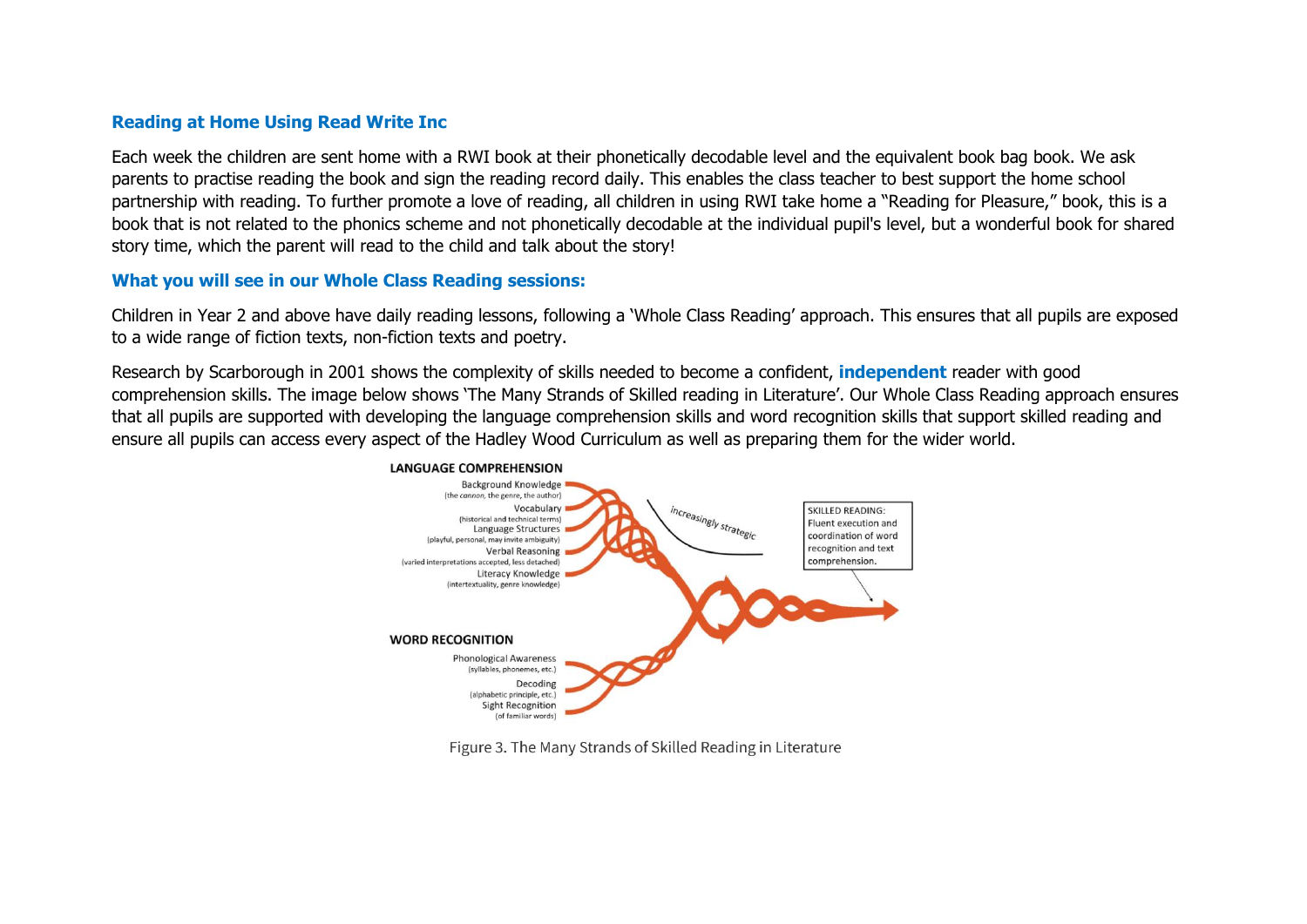## Reading at Home Using Read Write Inc

Each week the children are sent home with a RWI book at their phonetically decodable level and the equivalent book bag book. We ask parents to practise reading the book and sign the reading record daily. This enables the class teacher to best support the home school partnership with reading. To further promote a love of reading, all children in using RWI take home a "Reading for Pleasure," book, this is a book that is not related to the phonics scheme and not phonetically decodable at the individual pupil's level, but a wonderful book for shared story time, which the parent will read to the child and talk about the story!

## What you will see in our Whole Class Reading sessions:

Children in Year 2 and above have daily reading lessons, following a 'Whole Class Reading' approach. This ensures that all pupils are exposed to a wide range of fiction texts, non-fiction texts and poetry.

Research by Scarborough in 2001 shows the complexity of skills needed to become a confident, **independent** reader with good comprehension skills. The image below shows 'The Many Strands of Skilled reading in Literature'. Our Whole Class Reading approach ensures that all pupils are supported with developing the language comprehension skills and word recognition skills that support skilled reading and ensure all pupils can access every aspect of the Hadley Wood Curriculum as well as preparing them for the wider world.

**LANGUAGE COMPREHENSION**

- Background Knowledge (the *cannon*, the genre, the author)
- Vocabulary (historical and technical terms)
- Language Structures (playful, personal, may invite ambiguity)
- Verbal Reasoning (varied interpretations accepted, less detached)
- Literacy Knowledge (intertextuality, genre knowledge)

*increasingly strategic*

SKILLED READING: Fluent execution and coordination of word recognition and text comprehension.

**WORD RECOGNITION**

- Phonological Awareness (syllables, phonemes, etc.)
- Decoding (alphabetic principle, etc.)
- Sight Recognition (of familiar words)

Figure 3. The Many Strands of Skilled Reading in Literature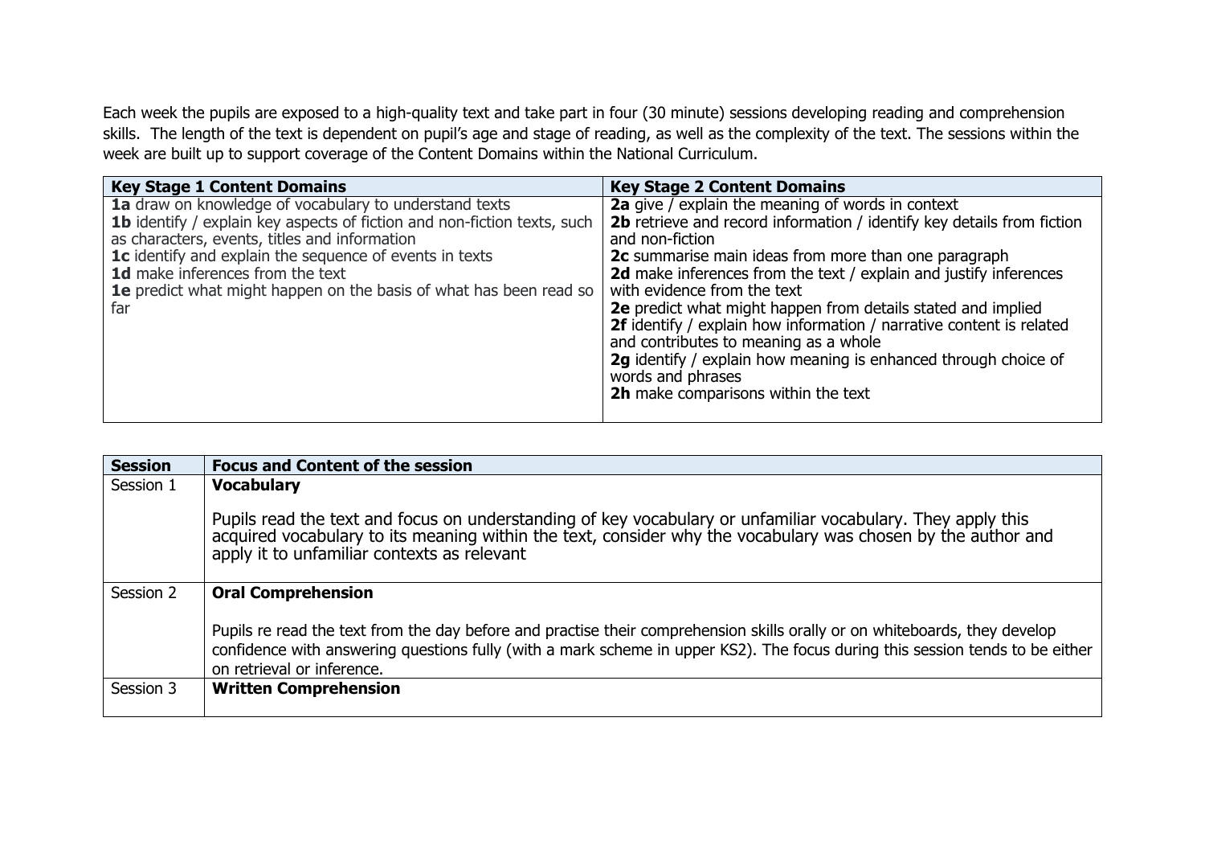Each week the pupils are exposed to a high-quality text and take part in four (30 minute) sessions developing reading and comprehension skills. The length of the text is dependent on pupil's age and stage of reading, as well as the complexity of the text. The sessions within the week are built up to support coverage of the Content Domains within the National Curriculum.

| Key Stage 1 Content Domains | Key Stage 2 Content Domains |
|---|---|
| **1a** draw on knowledge of vocabulary to understand texts<br>**1b** identify / explain key aspects of fiction and non-fiction texts, such as characters, events, titles and information<br>**1c** identify and explain the sequence of events in texts<br>**1d** make inferences from the text<br>**1e** predict what might happen on the basis of what has been read so far | **2a** give / explain the meaning of words in context<br>**2b** retrieve and record information / identify key details from fiction and non-fiction<br>**2c** summarise main ideas from more than one paragraph<br>**2d** make inferences from the text / explain and justify inferences with evidence from the text<br>**2e** predict what might happen from details stated and implied<br>**2f** identify / explain how information / narrative content is related and contributes to meaning as a whole<br>**2g** identify / explain how meaning is enhanced through choice of words and phrases<br>**2h** make comparisons within the text |

| Session | Focus and Content of the session |
|---|---|
| Session 1 | **Vocabulary**<br><br>Pupils read the text and focus on understanding of key vocabulary or unfamiliar vocabulary. They apply this acquired vocabulary to its meaning within the text, consider why the vocabulary was chosen by the author and apply it to unfamiliar contexts as relevant |
| Session 2 | **Oral Comprehension**<br><br>Pupils re read the text from the day before and practise their comprehension skills orally or on whiteboards, they develop confidence with answering questions fully (with a mark scheme in upper KS2). The focus during this session tends to be either on retrieval or inference. |
| Session 3 | **Written Comprehension** |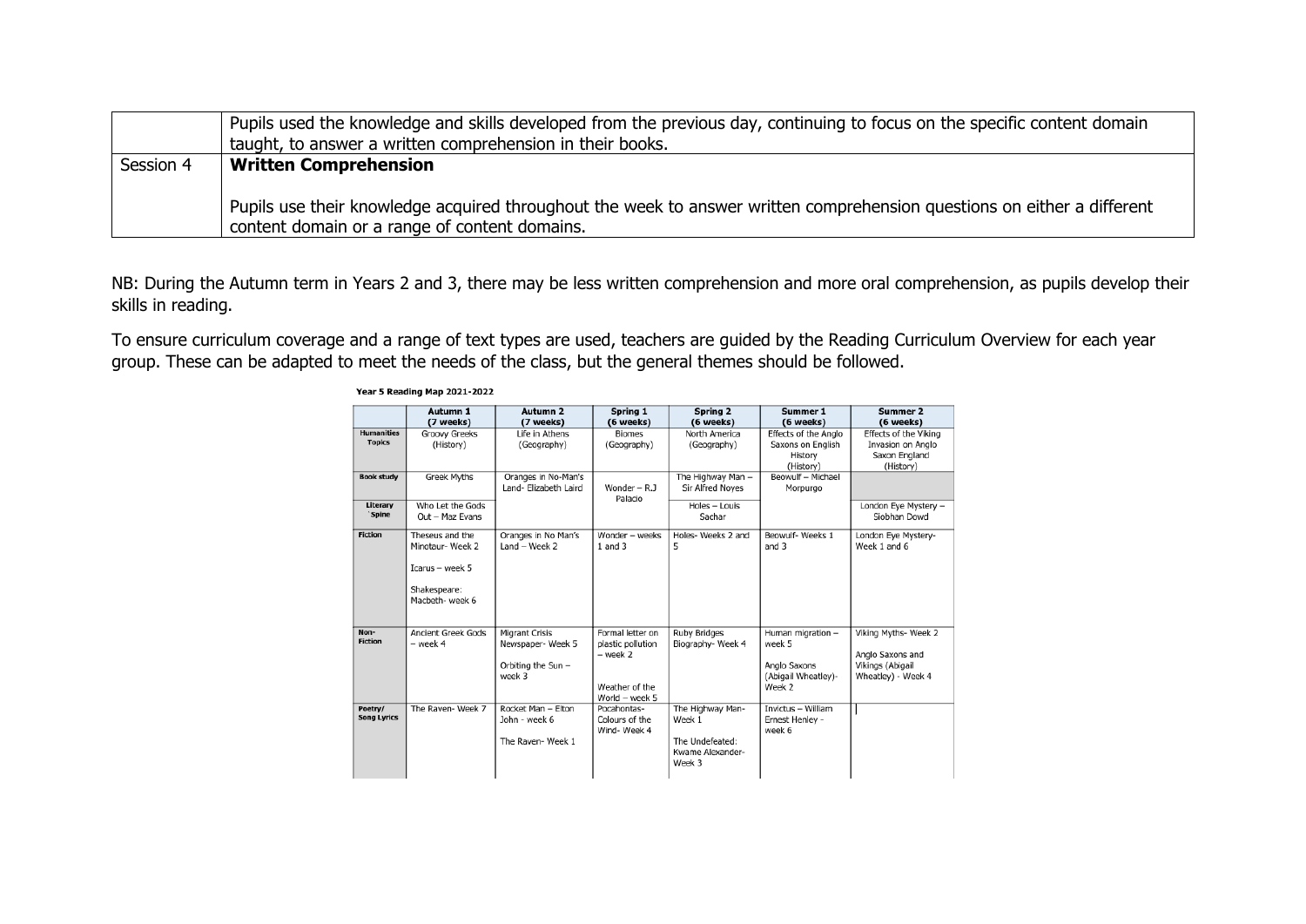|  |  |
|---|---|
|  | Pupils used the knowledge and skills developed from the previous day, continuing to focus on the specific content domain taught, to answer a written comprehension in their books. |
| Session 4 | **Written Comprehension**<br><br>Pupils use their knowledge acquired throughout the week to answer written comprehension questions on either a different content domain or a range of content domains. |

NB: During the Autumn term in Years 2 and 3, there may be less written comprehension and more oral comprehension, as pupils develop their skills in reading.

To ensure curriculum coverage and a range of text types are used, teachers are guided by the Reading Curriculum Overview for each year group. These can be adapted to meet the needs of the class, but the general themes should be followed.

**Year 5 Reading Map 2021-2022**

|  | Autumn 1 (7 weeks) | Autumn 2 (7 weeks) | Spring 1 (6 weeks) | Spring 2 (6 weeks) | Summer 1 (6 weeks) | Summer 2 (6 weeks) |
|---|---|---|---|---|---|---|
| **Humanities Topics** | Groovy Greeks (History) | Life in Athens (Geography) | Biomes (Geography) | North America (Geography) | Effects of the Anglo Saxons on English History (History) | Effects of the Viking Invasion on Anglo Saxon England (History) |
| **Book study** | Greek Myths | Oranges in No-Man's Land- Elizabeth Laird | Wonder – R.J Palacio | The Highway Man – Sir Alfred Noyes | Beowulf – Michael Morpurgo |  |
| **Literary Spine** | Who Let the Gods Out – Maz Evans |  |  | Holes – Louis Sachar |  | London Eye Mystery – Siobhan Dowd |
| **Fiction** | Theseus and the Minotaur- Week 2<br><br>Icarus – week 5<br><br>Shakespeare: Macbeth- week 6 | Oranges in No Man's Land – Week 2 | Wonder – weeks 1 and 3 | Holes- Weeks 2 and 5 | Beowulf- Weeks 1 and 3 | London Eye Mystery- Week 1 and 6 |
| **Non-Fiction** | Ancient Greek Gods – week 4 | Migrant Crisis Newspaper- Week 5<br><br>Orbiting the Sun – week 3 | Formal letter on plastic pollution – week 2<br><br>Weather of the World – week 5 | Ruby Bridges Biography- Week 4 | Human migration – week 5<br><br>Anglo Saxons (Abigail Wheatley)- Week 2 | Viking Myths- Week 2<br><br>Anglo Saxons and Vikings (Abigail Wheatley) - Week 4 |
| **Poetry/ Song Lyrics** | The Raven- Week 7 | Rocket Man – Elton John - week 6<br><br>The Raven- Week 1 | Pocahontas- Colours of the Wind- Week 4 | The Highway Man- Week 1<br><br>The Undefeated: Kwame Alexander- Week 3 | Invictus – William Ernest Henley - week 6 |  |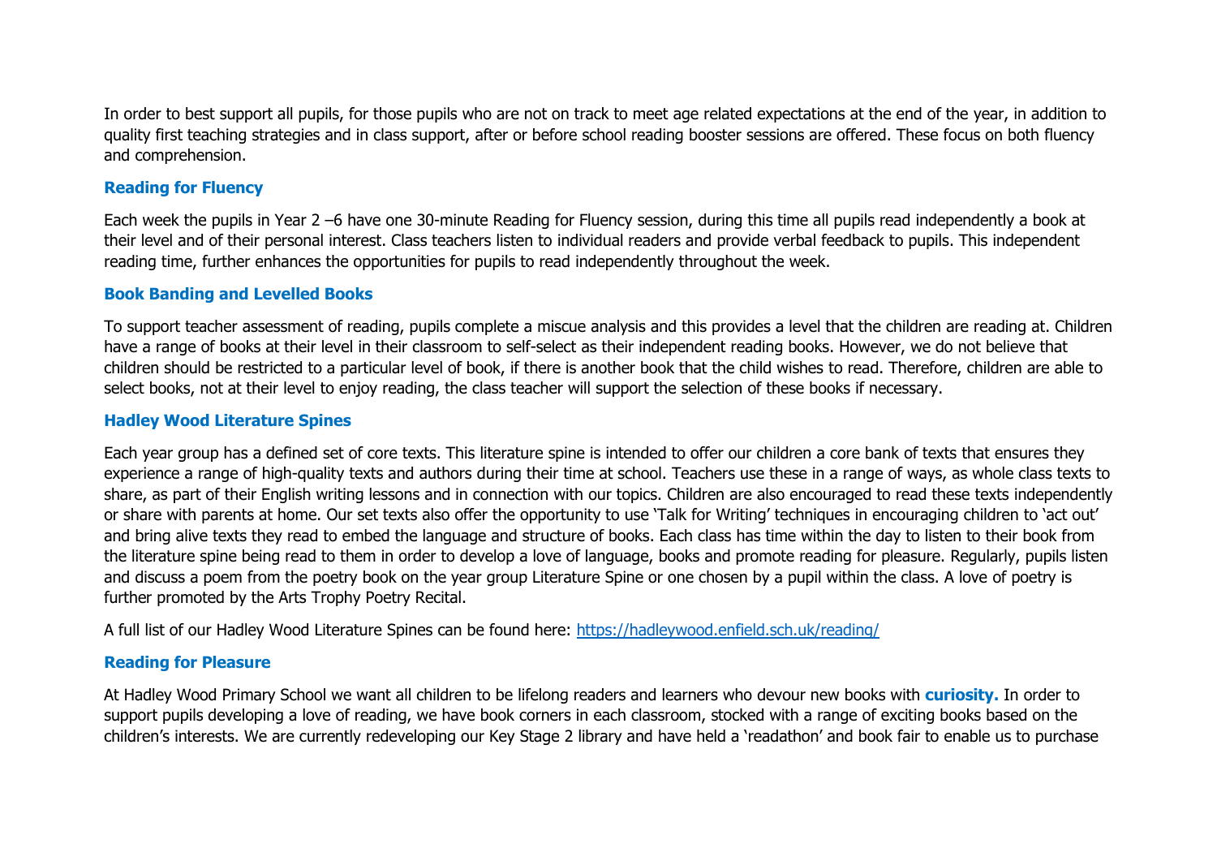In order to best support all pupils, for those pupils who are not on track to meet age related expectations at the end of the year, in addition to quality first teaching strategies and in class support, after or before school reading booster sessions are offered. These focus on both fluency and comprehension.

### Reading for Fluency

Each week the pupils in Year 2 –6 have one 30-minute Reading for Fluency session, during this time all pupils read independently a book at their level and of their personal interest. Class teachers listen to individual readers and provide verbal feedback to pupils. This independent reading time, further enhances the opportunities for pupils to read independently throughout the week.

### Book Banding and Levelled Books

To support teacher assessment of reading, pupils complete a miscue analysis and this provides a level that the children are reading at. Children have a range of books at their level in their classroom to self-select as their independent reading books. However, we do not believe that children should be restricted to a particular level of book, if there is another book that the child wishes to read. Therefore, children are able to select books, not at their level to enjoy reading, the class teacher will support the selection of these books if necessary.

### Hadley Wood Literature Spines

Each year group has a defined set of core texts. This literature spine is intended to offer our children a core bank of texts that ensures they experience a range of high-quality texts and authors during their time at school. Teachers use these in a range of ways, as whole class texts to share, as part of their English writing lessons and in connection with our topics. Children are also encouraged to read these texts independently or share with parents at home. Our set texts also offer the opportunity to use 'Talk for Writing' techniques in encouraging children to 'act out' and bring alive texts they read to embed the language and structure of books. Each class has time within the day to listen to their book from the literature spine being read to them in order to develop a love of language, books and promote reading for pleasure. Regularly, pupils listen and discuss a poem from the poetry book on the year group Literature Spine or one chosen by a pupil within the class. A love of poetry is further promoted by the Arts Trophy Poetry Recital.

A full list of our Hadley Wood Literature Spines can be found here: [https://hadleywood.enfield.sch.uk/reading/](https://hadleywood.enfield.sch.uk/reading/)

### Reading for Pleasure

At Hadley Wood Primary School we want all children to be lifelong readers and learners who devour new books with **curiosity.** In order to support pupils developing a love of reading, we have book corners in each classroom, stocked with a range of exciting books based on the children's interests. We are currently redeveloping our Key Stage 2 library and have held a 'readathon' and book fair to enable us to purchase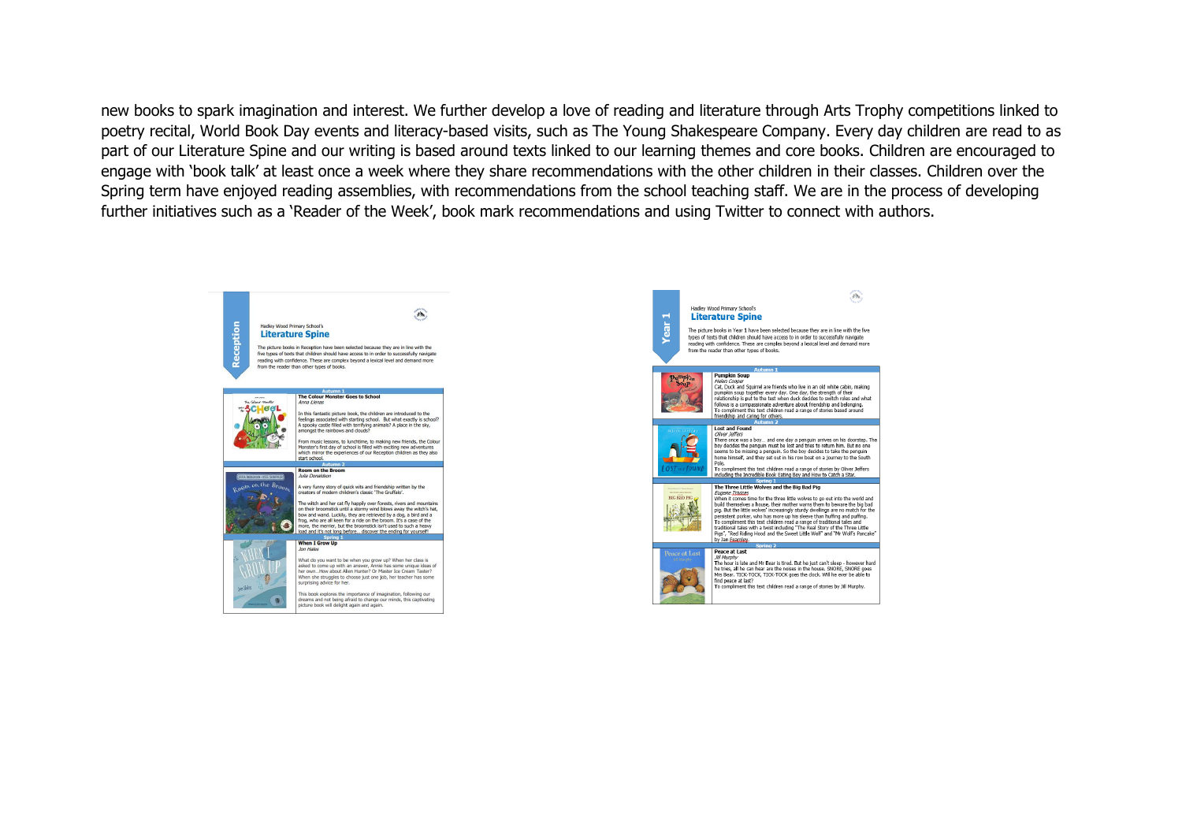new books to spark imagination and interest. We further develop a love of reading and literature through Arts Trophy competitions linked to poetry recital, World Book Day events and literacy-based visits, such as The Young Shakespeare Company. Every day children are read to as part of our Literature Spine and our writing is based around texts linked to our learning themes and core books. Children are encouraged to engage with 'book talk' at least once a week where they share recommendations with the other children in their classes. Children over the Spring term have enjoyed reading assemblies, with recommendations from the school teaching staff. We are in the process of developing further initiatives such as a 'Reader of the Week', book mark recommendations and using Twitter to connect with authors.

**Reception**

Hadley Wood Primary School's

## Literature Spine

The picture books in Reception have been selected because they are in line with the five types of texts that children should have access to in order to successfully navigate reading with confidence. These are complex beyond a lexical level and demand more from the reader than other types of books.

| | |
|---|---|
| **Autumn 1** | |
| | **The Colour Monster Goes to School**<br>*Anna Llenas*<br><br>In this fantastic picture book, the children are introduced to the feelings associated with starting school. But what exactly is school? A spooky castle filled with terrifying animals? A place in the sky, amongst the rainbows and clouds?<br><br>From music lessons, to lunchtime, to making new friends, the Colour Monster's first day of school is filled with exciting new adventures which mirror the experiences of our Reception children as they also start school. |
| **Autumn 2** | |
| | **Room on the Broom**<br>*Julia Donaldson*<br><br>A very funny story of quick wits and friendship written by the creators of modern children's classic 'The Gruffalo'.<br><br>The witch and her cat fly happily over forests, rivers and mountains on their broomstick until a stormy wind blows away the witch's hat, bow and wand. Luckily, they are retrieved by a dog, a bird and a frog, who are all keen for a ride on the broom. It's a case of the more, the merrier, but the broomstick isn't used to such a heavy load and it's not long before... discover the ending for yourself! |
| **Spring 1** | |
| | **When I Grow Up**<br>*Jon Hales*<br><br>What do you want to be when you grow up? When her class is asked to come up with an answer, Annie has some unique ideas of her own...How about Alien Hunter? Or Master Ice Cream Taster? When she struggles to choose just one job, her teacher has some surprising advice for her.<br><br>This book explores the importance of imagination, following our dreams and not being afraid to change our minds, this captivating picture book will delight again and again. |

**Year 1**

Hadley Wood Primary School's

## Literature Spine

The picture books in Year 1 have been selected because they are in line with the five types of texts that children should have access to in order to successfully navigate reading with confidence. These are complex beyond a lexical level and demand more from the reader than other types of books.

| | |
|---|---|
| **Autumn 1** | |
| | **Pumpkin Soup**<br>*Helen Cooper*<br>Cat, Duck and Squirrel are friends who live in an old white cabin, making pumpkin soup together every day. One day, the strength of their relationship is put to the test when duck decides to switch roles and what follows is a compassionate adventure about friendship and belonging.<br>To compliment this text children read a range of stories based around friendship and caring for others. |
| **Autumn 2** | |
| | **Lost and Found**<br>*Oliver Jeffers*<br>There once was a boy... and one day a penguin arrives on his doorstep. The boy decides the penguin must be lost and tries to return him. But no one seems to be missing a penguin. So the boy decides to take the penguin home himself, and they set out in his row boat on a journey to the South Pole.<br>To compliment this text children read a range of stories by Oliver Jeffers including the Incredible Book Eating Boy and How to Catch a Star. |
| **Spring 1** | |
| | **The Three Little Wolves and the Big Bad Pig**<br>*Eugene Trivizas*<br>When it comes time for the three little wolves to go out into the world and build themselves a house, their mother warns them to beware the big bad pig. But the little wolves' increasingly sturdy dwellings are no match for the persistent porker, who has more up his sleeve than huffing and puffing.<br>To compliment this text children read a range of traditional tales and traditional tales with a twist including "The Real Story of the Three Little Pigs", "Red Riding Hood and the Sweet Little Wolf" and "Mr Wolf's Pancake" by Jan Fearnley. |
| **Spring 2** | |
| | **Peace at Last**<br>*Jill Murphy*<br>The hour is late and Mr Bear is tired. But he just can't sleep - however hard he tries, all he can hear are the noises in the house. SNORE, SNORE goes Mrs Bear. TICK-TOCK, TICK-TOCK goes the clock. Will he ever be able to find peace at last?<br>To compliment this text children read a range of stories by Jill Murphy. |